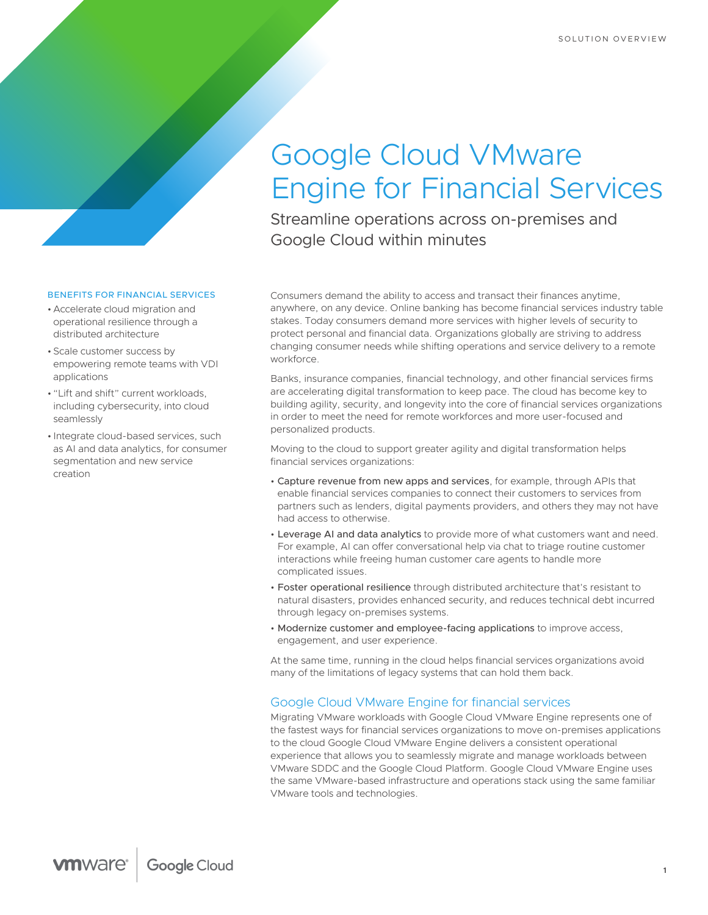SOLUTION OVERVIEW

# Google Cloud VMware Engine for Financial Services

Streamline operations across on-premises and Google Cloud within minutes

### BENEFITS FOR FINANCIAL SERVICES

- Accelerate cloud migration and operational resilience through a distributed architecture
- Scale customer success by empowering remote teams with VDI applications
- "Lift and shift" current workloads, including cybersecurity, into cloud seamlessly
- Integrate cloud-based services, such as AI and data analytics, for consumer segmentation and new service creation

Consumers demand the ability to access and transact their finances anytime, anywhere, on any device. Online banking has become financial services industry table stakes. Today consumers demand more services with higher levels of security to protect personal and financial data. Organizations globally are striving to address changing consumer needs while shifting operations and service delivery to a remote workforce.

Banks, insurance companies, financial technology, and other financial services firms are accelerating digital transformation to keep pace. The cloud has become key to building agility, security, and longevity into the core of financial services organizations in order to meet the need for remote workforces and more user-focused and personalized products.

Moving to the cloud to support greater agility and digital transformation helps financial services organizations:

- **Capture revenue from new apps and services**, for example, through APIs that enable financial services companies to connect their customers to services from partners such as lenders, digital payments providers, and others they may not have had access to otherwise.
- **Leverage AI and data analytics** to provide more of what customers want and need. For example, AI can offer conversational help via chat to triage routine customer interactions while freeing human customer care agents to handle more complicated issues.
- **Foster operational resilience** through distributed architecture that's resistant to natural disasters, provides enhanced security, and reduces technical debt incurred through legacy on-premises systems.
- **Modernize customer and employee-facing applications** to improve access, engagement, and user experience.

At the same time, running in the cloud helps financial services organizations avoid many of the limitations of legacy systems that can hold them back.

## Google Cloud VMware Engine for financial services

Migrating VMware workloads with Google Cloud VMware Engine represents one of the fastest ways for financial services organizations to move on-premises applications to the cloud Google Cloud VMware Engine delivers a consistent operational experience that allows you to seamlessly migrate and manage workloads between VMware SDDC and the Google Cloud Platform. Google Cloud VMware Engine uses the same VMware-based infrastructure and operations stack using the same familiar VMware tools and technologies.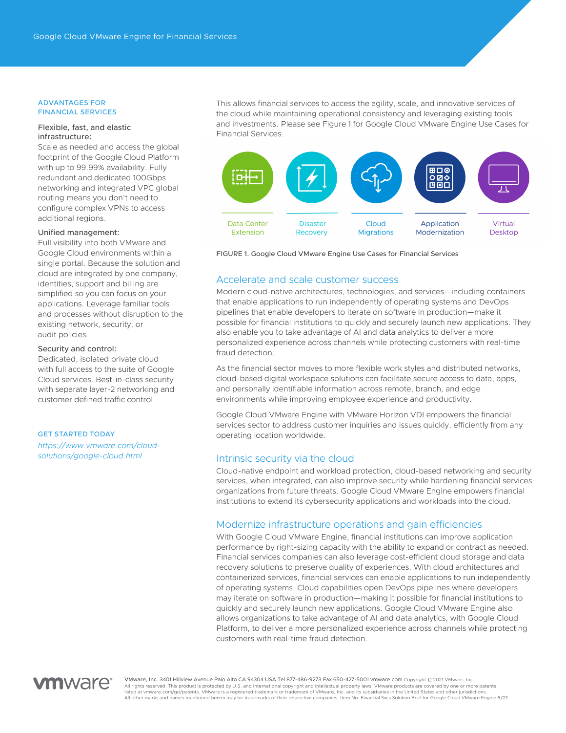## ADVANTAGES FOR FINANCIAL SERVICES

**Flexible, fast, and elastic infrastructure:**
Scale as needed and access the global footprint of the Google Cloud Platform with up to 99.99% availability. Fully redundant and dedicated 100Gbps networking and integrated VPC global routing means you don't need to configure complex VPNs to access additional regions.

**Unified management:**
Full visibility into both VMware and Google Cloud environments within a single portal. Because the solution and cloud are integrated by one company, identities, support and billing are simplified so you can focus on your applications. Leverage familiar tools and processes without disruption to the existing network, security, or audit policies.

**Security and control:**
Dedicated, isolated private cloud with full access to the suite of Google Cloud services. Best-in-class security with separate layer-2 networking and customer defined traffic control.

## GET STARTED TODAY

*https://www.vmware.com/cloud-solutions/google-cloud.html*

This allows financial services to access the agility, scale, and innovative services of the cloud while maintaining operational consistency and leveraging existing tools and investments. Please see Figure 1 for Google Cloud VMware Engine Use Cases for Financial Services.

Data Center Extension
Disaster Recovery
Cloud Migrations
Application Modernization
Virtual Desktop

FIGURE 1. Google Cloud VMware Engine Use Cases for Financial Services

## Accelerate and scale customer success

Modern cloud-native architectures, technologies, and services—including containers that enable applications to run independently of operating systems and DevOps pipelines that enable developers to iterate on software in production—make it possible for financial institutions to quickly and securely launch new applications. They also enable you to take advantage of AI and data analytics to deliver a more personalized experience across channels while protecting customers with real-time fraud detection.

As the financial sector moves to more flexible work styles and distributed networks, cloud-based digital workspace solutions can facilitate secure access to data, apps, and personally identifiable information across remote, branch, and edge environments while improving employee experience and productivity.

Google Cloud VMware Engine with VMware Horizon VDI empowers the financial services sector to address customer inquiries and issues quickly, efficiently from any operating location worldwide.

## Intrinsic security via the cloud

Cloud-native endpoint and workload protection, cloud-based networking and security services, when integrated, can also improve security while hardening financial services organizations from future threats. Google Cloud VMware Engine empowers financial institutions to extend its cybersecurity applications and workloads into the cloud.

## Modernize infrastructure operations and gain efficiencies

With Google Cloud VMware Engine, financial institutions can improve application performance by right-sizing capacity with the ability to expand or contract as needed. Financial services companies can also leverage cost-efficient cloud storage and data recovery solutions to preserve quality of experiences. With cloud architectures and containerized services, financial services can enable applications to run independently of operating systems. Cloud capabilities open DevOps pipelines where developers may iterate on software in production—making it possible for financial institutions to quickly and securely launch new applications. Google Cloud VMware Engine also allows organizations to take advantage of AI and data analytics, with Google Cloud Platform, to deliver a more personalized experience across channels while protecting customers with real-time fraud detection.

**VMware, Inc.** 3401 Hillview Avenue Palo Alto CA 94304 USA Tel 877-486-9273 Fax 650-427-5001 vmware.com Copyright © 2021 VMware, Inc. All rights reserved. This product is protected by U.S. and international copyright and intellectual property laws. VMware products are covered by one or more patents listed at vmware.com/go/patents. VMware is a registered trademark or trademark of VMware, Inc. and its subsidiaries in the United States and other jurisdictions. All other marks and names mentioned herein may be trademarks of their respective companies. Item No: Financial Svcs Solution Brief for Google Cloud VMware Engine 6/21